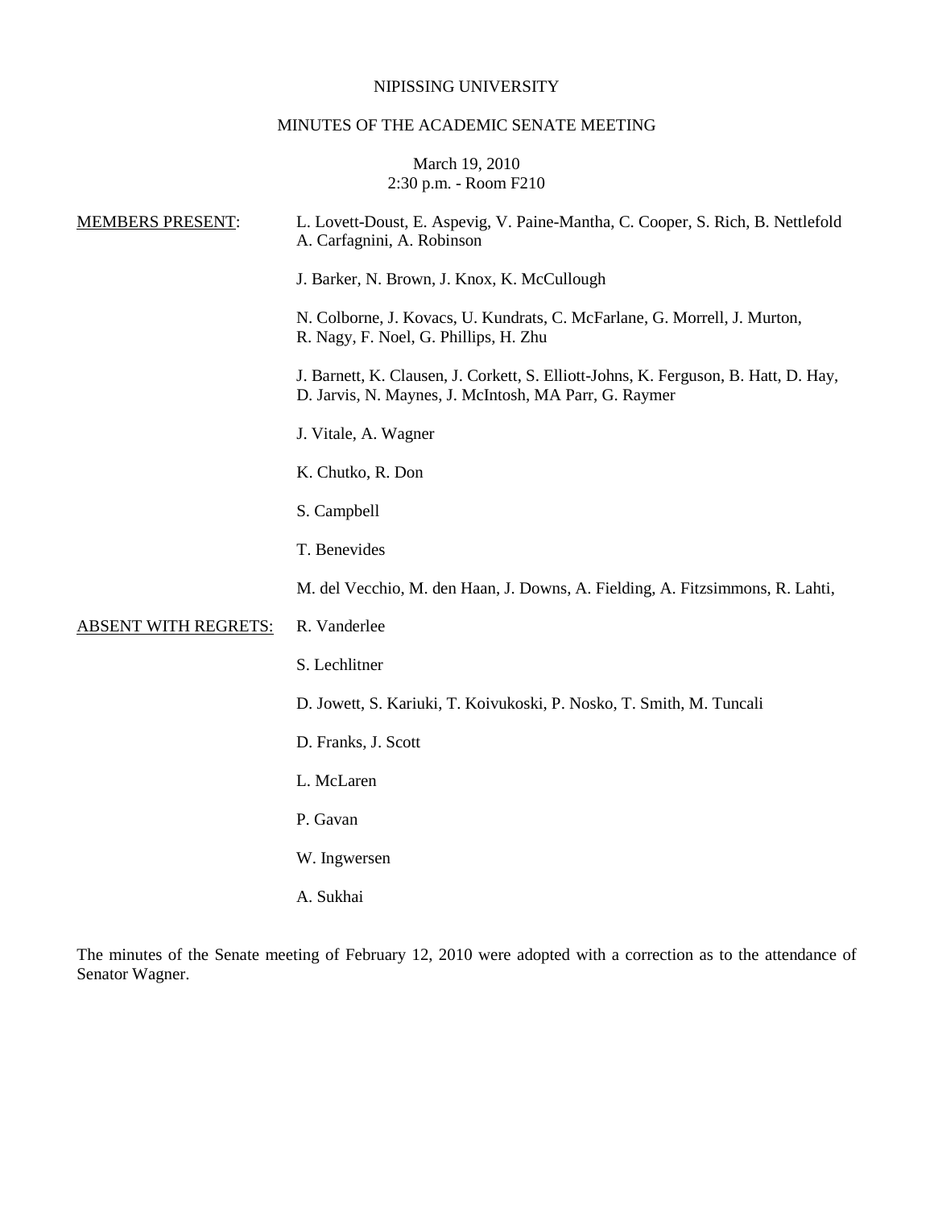NIPISSING UNIVERSITY

MINUTES OF THE ACADEMIC SENATE MEETING

March 19, 2010
2:30 p.m. - Room F210

<u>MEMBERS PRESENT</u>:

L. Lovett-Doust, E. Aspevig, V. Paine-Mantha, C. Cooper, S. Rich, B. Nettlefold A. Carfagnini, A. Robinson

J. Barker, N. Brown, J. Knox, K. McCullough

N. Colborne, J. Kovacs, U. Kundrats, C. McFarlane, G. Morrell, J. Murton, R. Nagy, F. Noel, G. Phillips, H. Zhu

J. Barnett, K. Clausen, J. Corkett, S. Elliott-Johns, K. Ferguson, B. Hatt, D. Hay, D. Jarvis, N. Maynes, J. McIntosh, MA Parr, G. Raymer

J. Vitale, A. Wagner

K. Chutko, R. Don

S. Campbell

T. Benevides

M. del Vecchio, M. den Haan, J. Downs, A. Fielding, A. Fitzsimmons, R. Lahti,

<u>ABSENT WITH REGRETS:</u>

R. Vanderlee

S. Lechlitner

D. Jowett, S. Kariuki, T. Koivukoski, P. Nosko, T. Smith, M. Tuncali

D. Franks, J. Scott

L. McLaren

P. Gavan

W. Ingwersen

A. Sukhai

The minutes of the Senate meeting of February 12, 2010 were adopted with a correction as to the attendance of Senator Wagner.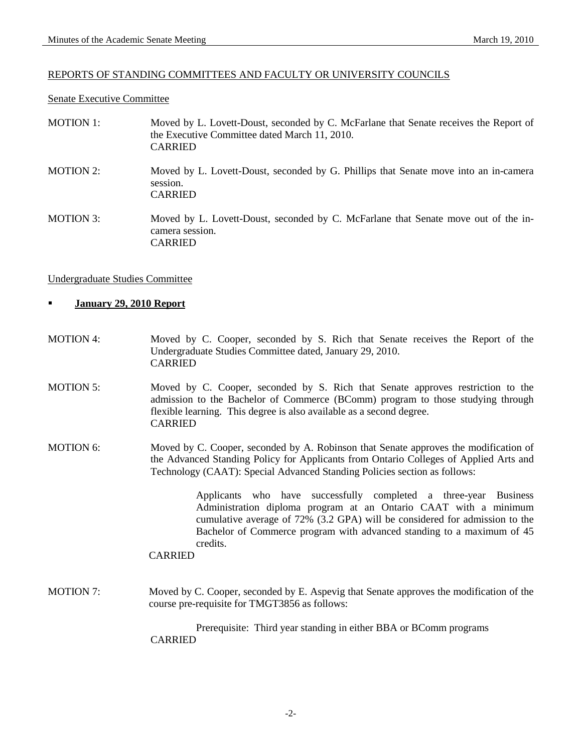## REPORTS OF STANDING COMMITTEES AND FACULTY OR UNIVERSITY COUNCILS

### Senate Executive Committee

MOTION 1: Moved by L. Lovett-Doust, seconded by C. McFarlane that Senate receives the Report of the Executive Committee dated March 11, 2010.
CARRIED

MOTION 2: Moved by L. Lovett-Doust, seconded by G. Phillips that Senate move into an in-camera session.
CARRIED

MOTION 3: Moved by L. Lovett-Doust, seconded by C. McFarlane that Senate move out of the in-camera session.
CARRIED

### Undergraduate Studies Committee

- **January 29, 2010 Report**

MOTION 4: Moved by C. Cooper, seconded by S. Rich that Senate receives the Report of the Undergraduate Studies Committee dated, January 29, 2010.
CARRIED

MOTION 5: Moved by C. Cooper, seconded by S. Rich that Senate approves restriction to the admission to the Bachelor of Commerce (BComm) program to those studying through flexible learning. This degree is also available as a second degree.
CARRIED

MOTION 6: Moved by C. Cooper, seconded by A. Robinson that Senate approves the modification of the Advanced Standing Policy for Applicants from Ontario Colleges of Applied Arts and Technology (CAAT): Special Advanced Standing Policies section as follows:

> Applicants who have successfully completed a three-year Business Administration diploma program at an Ontario CAAT with a minimum cumulative average of 72% (3.2 GPA) will be considered for admission to the Bachelor of Commerce program with advanced standing to a maximum of 45 credits.

CARRIED

MOTION 7: Moved by C. Cooper, seconded by E. Aspevig that Senate approves the modification of the course pre-requisite for TMGT3856 as follows:

> Prerequisite: Third year standing in either BBA or BComm programs

CARRIED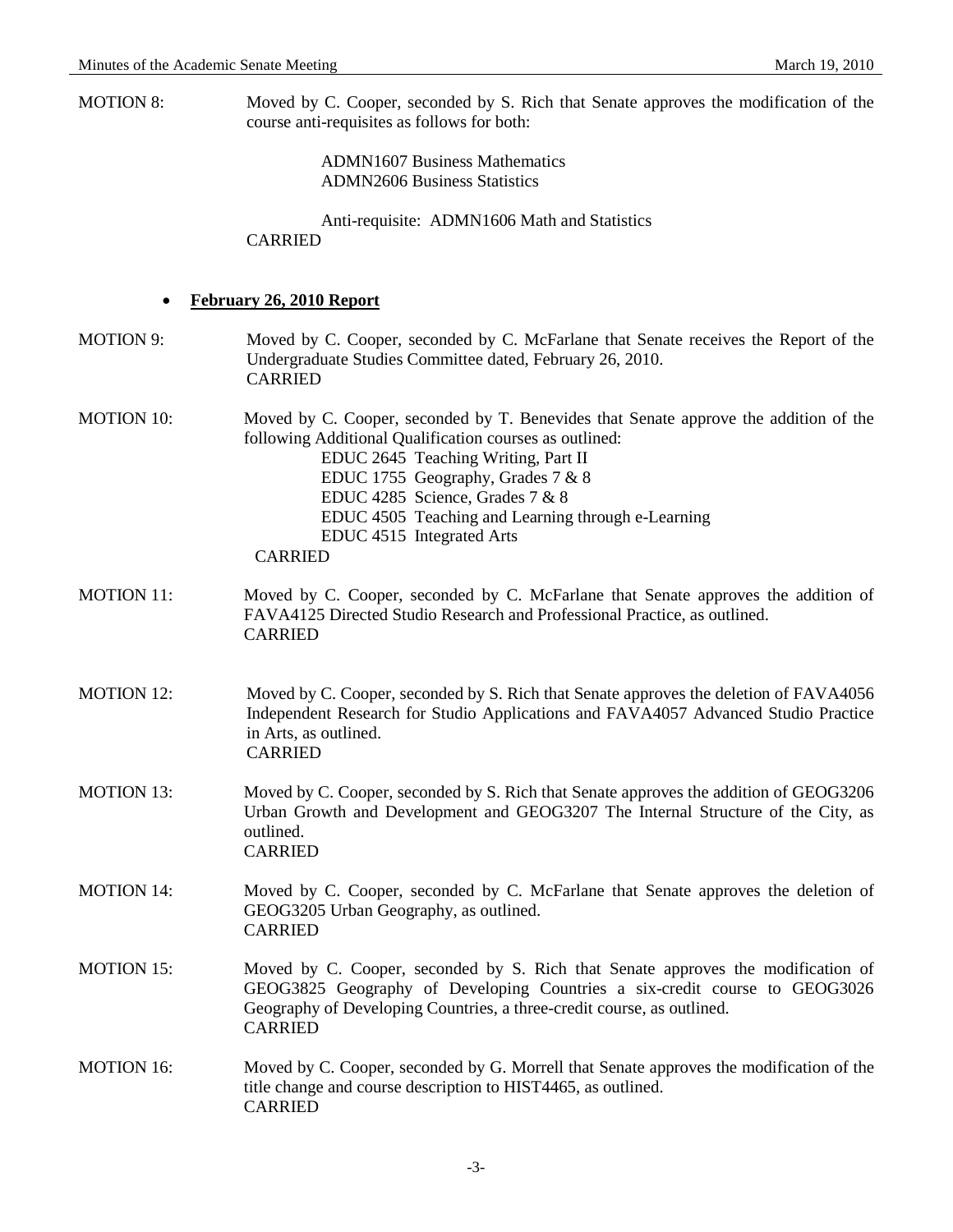MOTION 8: Moved by C. Cooper, seconded by S. Rich that Senate approves the modification of the course anti-requisites as follows for both:

ADMN1607 Business Mathematics
ADMN2606 Business Statistics

Anti-requisite: ADMN1606 Math and Statistics

CARRIED

- **February 26, 2010 Report**

MOTION 9: Moved by C. Cooper, seconded by C. McFarlane that Senate receives the Report of the Undergraduate Studies Committee dated, February 26, 2010.
CARRIED

MOTION 10: Moved by C. Cooper, seconded by T. Benevides that Senate approve the addition of the following Additional Qualification courses as outlined:

EDUC 2645 Teaching Writing, Part II
EDUC 1755 Geography, Grades 7 & 8
EDUC 4285 Science, Grades 7 & 8
EDUC 4505 Teaching and Learning through e-Learning
EDUC 4515 Integrated Arts

CARRIED

MOTION 11: Moved by C. Cooper, seconded by C. McFarlane that Senate approves the addition of FAVA4125 Directed Studio Research and Professional Practice, as outlined.
CARRIED

MOTION 12: Moved by C. Cooper, seconded by S. Rich that Senate approves the deletion of FAVA4056 Independent Research for Studio Applications and FAVA4057 Advanced Studio Practice in Arts, as outlined.
CARRIED

MOTION 13: Moved by C. Cooper, seconded by S. Rich that Senate approves the addition of GEOG3206 Urban Growth and Development and GEOG3207 The Internal Structure of the City, as outlined.
CARRIED

MOTION 14: Moved by C. Cooper, seconded by C. McFarlane that Senate approves the deletion of GEOG3205 Urban Geography, as outlined.
CARRIED

MOTION 15: Moved by C. Cooper, seconded by S. Rich that Senate approves the modification of GEOG3825 Geography of Developing Countries a six-credit course to GEOG3026 Geography of Developing Countries, a three-credit course, as outlined.
CARRIED

MOTION 16: Moved by C. Cooper, seconded by G. Morrell that Senate approves the modification of the title change and course description to HIST4465, as outlined.
CARRIED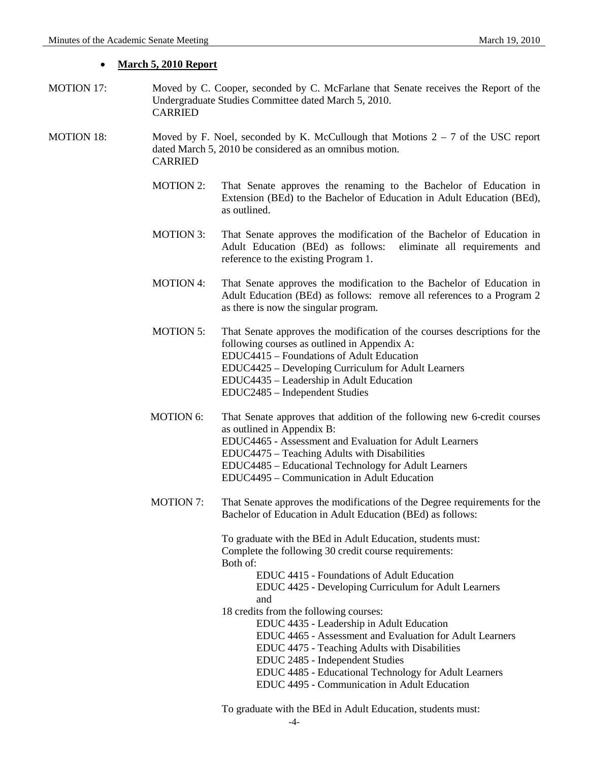- **March 5, 2010 Report**

MOTION 17: Moved by C. Cooper, seconded by C. McFarlane that Senate receives the Report of the Undergraduate Studies Committee dated March 5, 2010.
CARRIED

MOTION 18: Moved by F. Noel, seconded by K. McCullough that Motions 2 – 7 of the USC report dated March 5, 2010 be considered as an omnibus motion.
CARRIED

MOTION 2: That Senate approves the renaming to the Bachelor of Education in Extension (BEd) to the Bachelor of Education in Adult Education (BEd), as outlined.

MOTION 3: That Senate approves the modification of the Bachelor of Education in Adult Education (BEd) as follows: eliminate all requirements and reference to the existing Program 1.

MOTION 4: That Senate approves the modification to the Bachelor of Education in Adult Education (BEd) as follows: remove all references to a Program 2 as there is now the singular program.

MOTION 5: That Senate approves the modification of the courses descriptions for the following courses as outlined in Appendix A:
EDUC4415 – Foundations of Adult Education
EDUC4425 – Developing Curriculum for Adult Learners
EDUC4435 – Leadership in Adult Education
EDUC2485 – Independent Studies

MOTION 6: That Senate approves that addition of the following new 6-credit courses as outlined in Appendix B:
EDUC4465 - Assessment and Evaluation for Adult Learners
EDUC4475 – Teaching Adults with Disabilities
EDUC4485 – Educational Technology for Adult Learners
EDUC4495 – Communication in Adult Education

MOTION 7: That Senate approves the modifications of the Degree requirements for the Bachelor of Education in Adult Education (BEd) as follows:

To graduate with the BEd in Adult Education, students must:
Complete the following 30 credit course requirements:
Both of:
EDUC 4415 - Foundations of Adult Education
EDUC 4425 - Developing Curriculum for Adult Learners
and
18 credits from the following courses:
EDUC 4435 - Leadership in Adult Education
EDUC 4465 - Assessment and Evaluation for Adult Learners
EDUC 4475 - Teaching Adults with Disabilities
EDUC 2485 - Independent Studies
EDUC 4485 - Educational Technology for Adult Learners
EDUC 4495 - Communication in Adult Education

To graduate with the BEd in Adult Education, students must: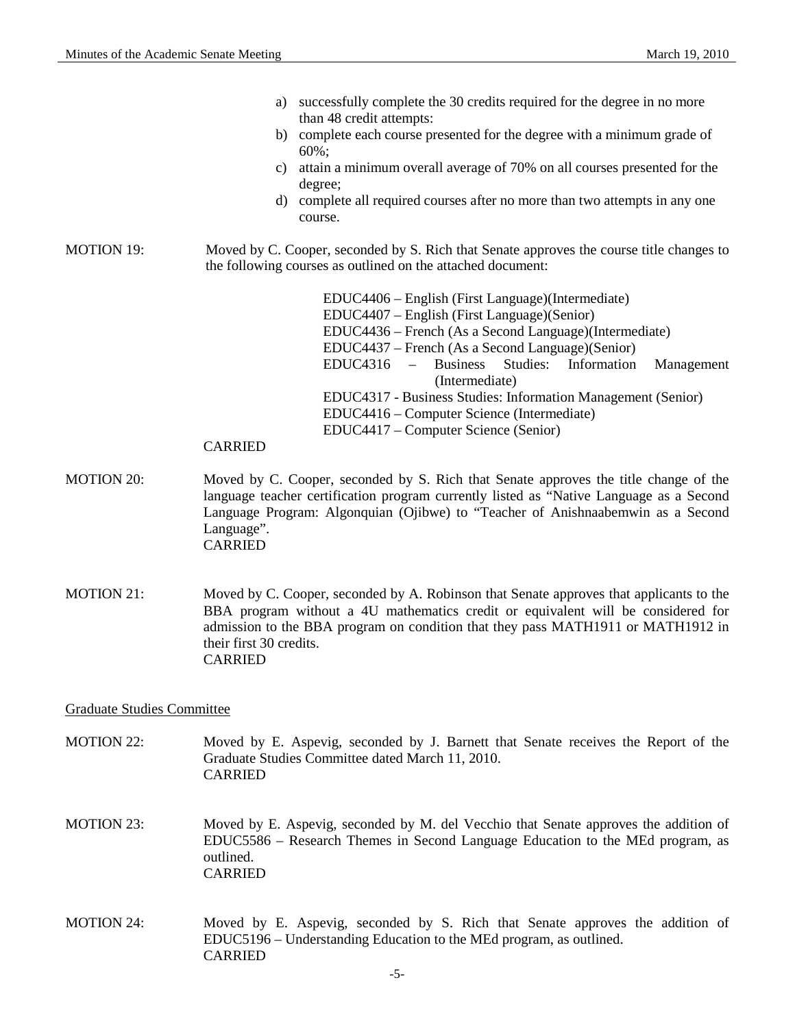a) successfully complete the 30 credits required for the degree in no more than 48 credit attempts:
b) complete each course presented for the degree with a minimum grade of 60%;
c) attain a minimum overall average of 70% on all courses presented for the degree;
d) complete all required courses after no more than two attempts in any one course.

MOTION 19: Moved by C. Cooper, seconded by S. Rich that Senate approves the course title changes to the following courses as outlined on the attached document:

EDUC4406 – English (First Language)(Intermediate)
EDUC4407 – English (First Language)(Senior)
EDUC4436 – French (As a Second Language)(Intermediate)
EDUC4437 – French (As a Second Language)(Senior)
EDUC4316 – Business Studies: Information Management (Intermediate)
EDUC4317 - Business Studies: Information Management (Senior)
EDUC4416 – Computer Science (Intermediate)
EDUC4417 – Computer Science (Senior)

CARRIED

MOTION 20: Moved by C. Cooper, seconded by S. Rich that Senate approves the title change of the language teacher certification program currently listed as "Native Language as a Second Language Program: Algonquian (Ojibwe) to "Teacher of Anishnaabemwin as a Second Language".
CARRIED

MOTION 21: Moved by C. Cooper, seconded by A. Robinson that Senate approves that applicants to the BBA program without a 4U mathematics credit or equivalent will be considered for admission to the BBA program on condition that they pass MATH1911 or MATH1912 in their first 30 credits.
CARRIED

## Graduate Studies Committee

MOTION 22: Moved by E. Aspevig, seconded by J. Barnett that Senate receives the Report of the Graduate Studies Committee dated March 11, 2010.
CARRIED

MOTION 23: Moved by E. Aspevig, seconded by M. del Vecchio that Senate approves the addition of EDUC5586 – Research Themes in Second Language Education to the MEd program, as outlined.
CARRIED

MOTION 24: Moved by E. Aspevig, seconded by S. Rich that Senate approves the addition of EDUC5196 – Understanding Education to the MEd program, as outlined.
CARRIED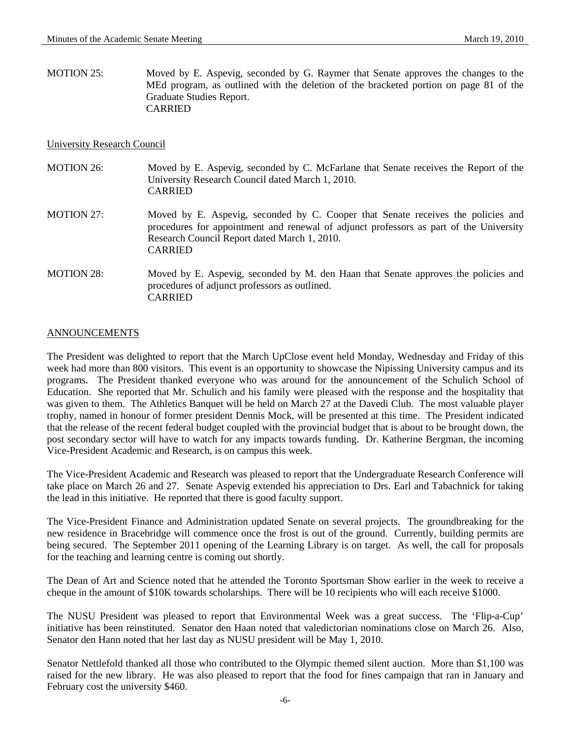MOTION 25: Moved by E. Aspevig, seconded by G. Raymer that Senate approves the changes to the MEd program, as outlined with the deletion of the bracketed portion on page 81 of the Graduate Studies Report.
CARRIED

University Research Council

MOTION 26: Moved by E. Aspevig, seconded by C. McFarlane that Senate receives the Report of the University Research Council dated March 1, 2010.
CARRIED

MOTION 27: Moved by E. Aspevig, seconded by C. Cooper that Senate receives the policies and procedures for appointment and renewal of adjunct professors as part of the University Research Council Report dated March 1, 2010.
CARRIED

MOTION 28: Moved by E. Aspevig, seconded by M. den Haan that Senate approves the policies and procedures of adjunct professors as outlined.
CARRIED

## ANNOUNCEMENTS

The President was delighted to report that the March UpClose event held Monday, Wednesday and Friday of this week had more than 800 visitors. This event is an opportunity to showcase the Nipissing University campus and its programs. The President thanked everyone who was around for the announcement of the Schulich School of Education. She reported that Mr. Schulich and his family were pleased with the response and the hospitality that was given to them. The Athletics Banquet will be held on March 27 at the Davedi Club. The most valuable player trophy, named in honour of former president Dennis Mock, will be presented at this time. The President indicated that the release of the recent federal budget coupled with the provincial budget that is about to be brought down, the post secondary sector will have to watch for any impacts towards funding. Dr. Katherine Bergman, the incoming Vice-President Academic and Research, is on campus this week.

The Vice-President Academic and Research was pleased to report that the Undergraduate Research Conference will take place on March 26 and 27. Senate Aspevig extended his appreciation to Drs. Earl and Tabachnick for taking the lead in this initiative. He reported that there is good faculty support.

The Vice-President Finance and Administration updated Senate on several projects. The groundbreaking for the new residence in Bracebridge will commence once the frost is out of the ground. Currently, building permits are being secured. The September 2011 opening of the Learning Library is on target. As well, the call for proposals for the teaching and learning centre is coming out shortly.

The Dean of Art and Science noted that he attended the Toronto Sportsman Show earlier in the week to receive a cheque in the amount of $10K towards scholarships. There will be 10 recipients who will each receive $1000.

The NUSU President was pleased to report that Environmental Week was a great success. The 'Flip-a-Cup' initiative has been reinstituted. Senator den Haan noted that valedictorian nominations close on March 26. Also, Senator den Hann noted that her last day as NUSU president will be May 1, 2010.

Senator Nettlefold thanked all those who contributed to the Olympic themed silent auction. More than $1,100 was raised for the new library. He was also pleased to report that the food for fines campaign that ran in January and February cost the university $460.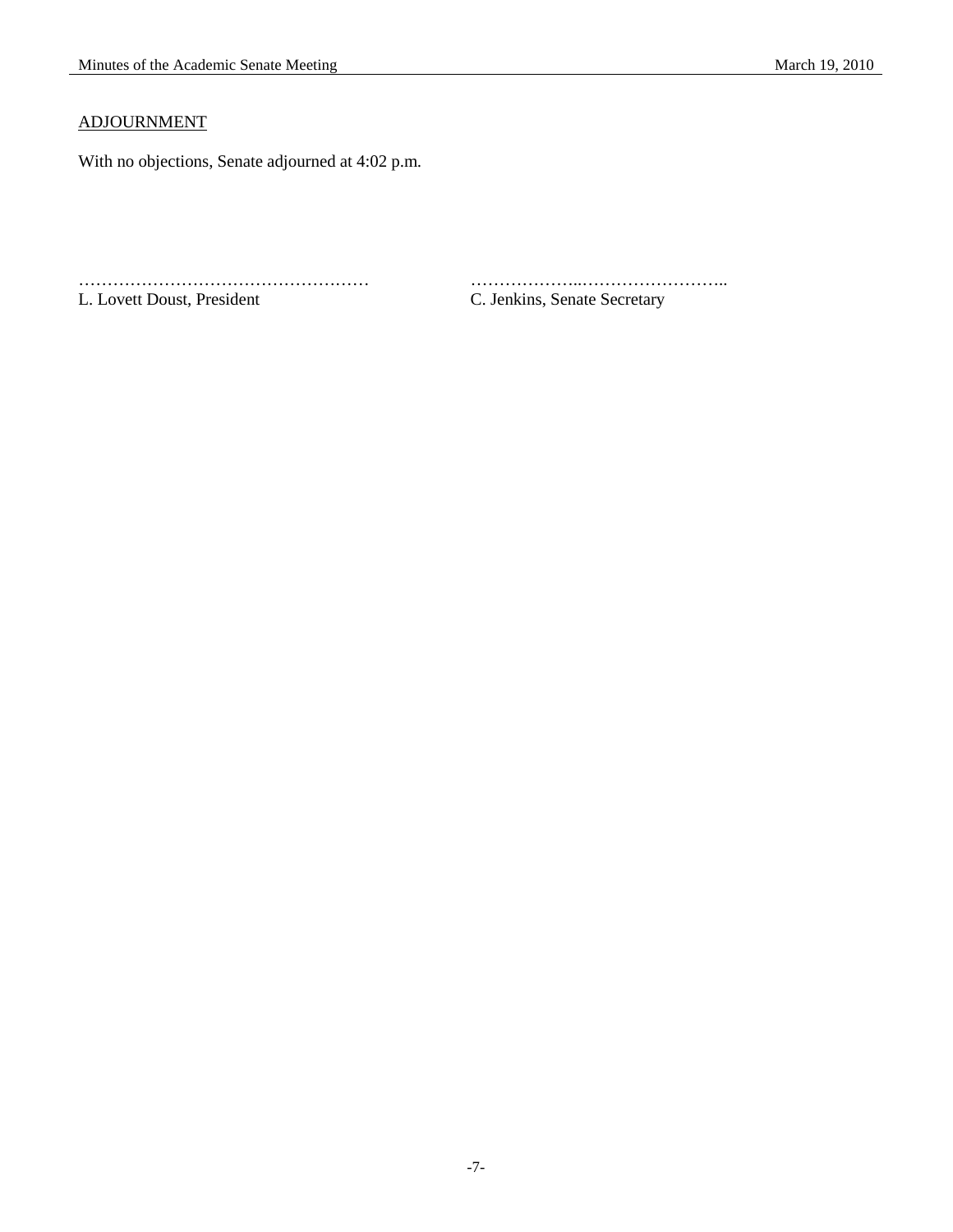ADJOURNMENT

With no objections, Senate adjourned at 4:02 p.m.

……………………………………………  ………………..……………………..

L. Lovett Doust, President  C. Jenkins, Senate Secretary